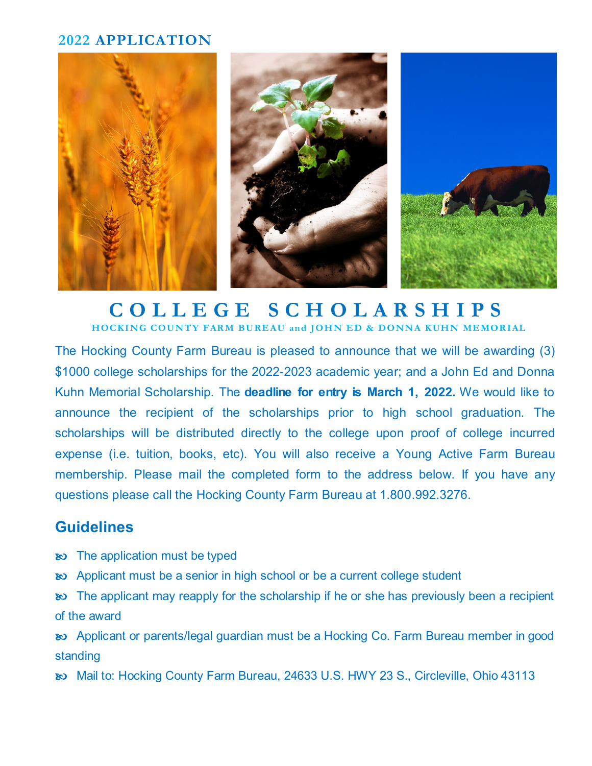2022 **APPLICATION**

# COLLEGE SCHOLARSHIPS

HOCKING COUNTY FARM BUREAU and JOHN ED & DONNA KUHN MEMORIAL

The Hocking County Farm Bureau is pleased to announce that we will be awarding (3) $1000 college scholarships for the 2022-2023 academic year; and a John Ed and Donna Kuhn Memorial Scholarship. The **deadline for entry is March 1, 2022.** We would like to announce the recipient of the scholarships prior to high school graduation. The scholarships will be distributed directly to the college upon proof of college incurred expense (i.e. tuition, books, etc). You will also receive a Young Active Farm Bureau membership. Please mail the completed form to the address below. If you have any questions please call the Hocking County Farm Bureau at 1.800.992.3276.

## Guidelines

- The application must be typed
- Applicant must be a senior in high school or be a current college student
- The applicant may reapply for the scholarship if he or she has previously been a recipient of the award
- Applicant or parents/legal guardian must be a Hocking Co. Farm Bureau member in good standing
- Mail to: Hocking County Farm Bureau, 24633 U.S. HWY 23 S., Circleville, Ohio 43113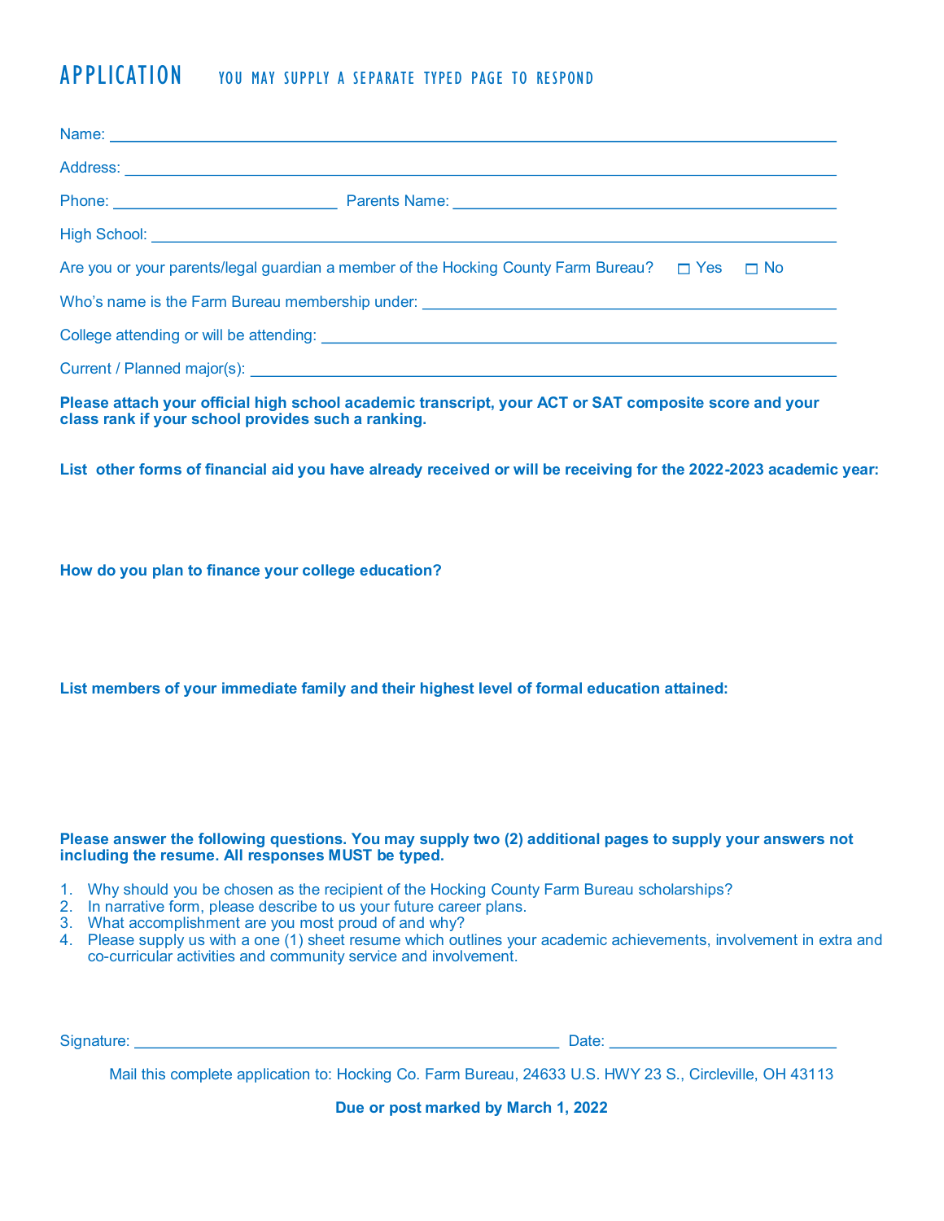# APPLICATION YOU MAY SUPPLY A SEPARATE TYPED PAGE TO RESPOND

Name: ______________________________________________________________________

Address: ______________________________________________________________________

Phone: __________________________ Parents Name: ____________________________________________

High School: ______________________________________________________________________

Are you or your parents/legal guardian a member of the Hocking County Farm Bureau? ☐ Yes ☐ No

Who's name is the Farm Bureau membership under: ______________________________________________

College attending or will be attending: _________________________________________________________

Current / Planned major(s): _______________________________________________________________

**Please attach your official high school academic transcript, your ACT or SAT composite score and your class rank if your school provides such a ranking.**

**List other forms of financial aid you have already received or will be receiving for the 2022-2023 academic year:**

**How do you plan to finance your college education?**

**List members of your immediate family and their highest level of formal education attained:**

**Please answer the following questions. You may supply two (2) additional pages to supply your answers not including the resume. All responses MUST be typed.**

1. Why should you be chosen as the recipient of the Hocking County Farm Bureau scholarships?
2. In narrative form, please describe to us your future career plans.
3. What accomplishment are you most proud of and why?
4. Please supply us with a one (1) sheet resume which outlines your academic achievements, involvement in extra and co-curricular activities and community service and involvement.

Signature: ___________________________________________________ Date: __________________________

Mail this complete application to: Hocking Co. Farm Bureau, 24633 U.S. HWY 23 S., Circleville, OH 43113

**Due or post marked by March 1, 2022**